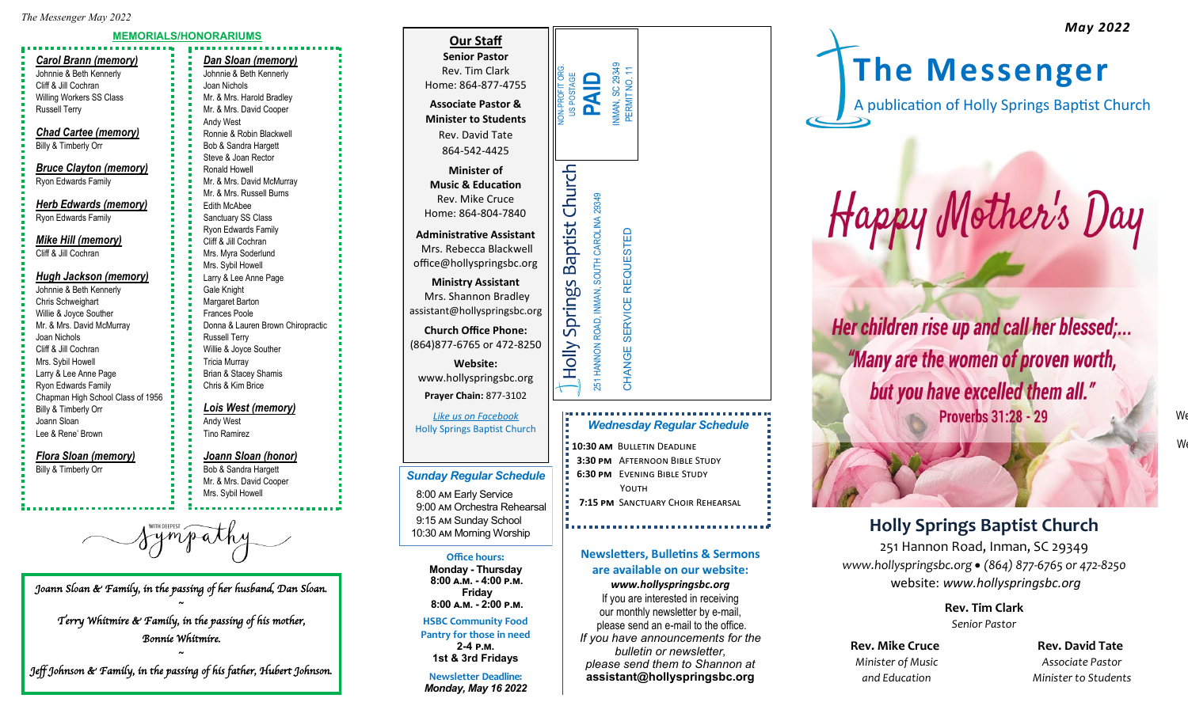## MEMORIALS/HONORARIUMS

***Carol Brann (memory)***
Johnnie & Beth Kennerly
Cliff & Jill Cochran
Willing Workers SS Class
Russell Terry

***Chad Cartee (memory)***
Billy & Timberly Orr

***Bruce Clayton (memory)***
Ryon Edwards Family

***Herb Edwards (memory)***
Ryon Edwards Family

***Mike Hill (memory)***
Cliff & Jill Cochran

***Hugh Jackson (memory)***
Johnnie & Beth Kennerly
Chris Schweighart
Willie & Joyce Souther
Mr. & Mrs. David McMurray
Joan Nichols
Cliff & Jill Cochran
Mrs. Sybil Howell
Larry & Lee Anne Page
Ryon Edwards Family
Chapman High School Class of 1956
Billy & Timberly Orr
Joann Sloan
Lee & Rene' Brown

***Flora Sloan (memory)***
Billy & Timberly Orr

***Dan Sloan (memory)***
Johnnie & Beth Kennerly
Joan Nichols
Mr. & Mrs. Harold Bradley
Mr. & Mrs. David Cooper
Andy West
Ronnie & Robin Blackwell
Bob & Sandra Hargett
Steve & Joan Rector
Ronald Howell
Mr. & Mrs. David McMurray
Mr. & Mrs. Russell Burns
Edith McAbee
Sanctuary SS Class
Ryon Edwards Family
Cliff & Jill Cochran
Mrs. Myra Soderlund
Mrs. Sybil Howell
Larry & Lee Anne Page
Gale Knight
Margaret Barton
Frances Poole
Donna & Lauren Brown Chiropractic
Russell Terry
Willie & Joyce Souther
Tricia Murray
Brian & Stacey Shamis
Chris & Kim Brice

***Lois West (memory)***
Andy West
Tino Ramirez

***Joann Sloan (honor)***
Bob & Sandra Hargett
Mr. & Mrs. David Cooper
Mrs. Sybil Howell

With Deepest Sympathy

*Joann Sloan & Family, in the passing of her husband, Dan Sloan.*

~

*Terry Whitmire & Family, in the passing of his mother, Bonnie Whitmire.*

~

*Jeff Johnson & Family, in the passing of his father, Hubert Johnson.*

## Our Staff

**Senior Pastor**
Rev. Tim Clark
Home: 864-877-4755

**Associate Pastor & Minister to Students**
Rev. David Tate
864-542-4425

**Minister of Music & Education**
Rev. Mike Cruce
Home: 864-804-7840

**Administrative Assistant**
Mrs. Rebecca Blackwell
office@hollyspringsbc.org

**Ministry Assistant**
Mrs. Shannon Bradley
assistant@hollyspringsbc.org

**Church Office Phone:**
(864)877-6765 or 472-8250

**Website:**
www.hollyspringsbc.org

**Prayer Chain:** 877-3102

*Like us on Facebook*
Holly Springs Baptist Church

### *Sunday Regular Schedule*

8:00 AM Early Service
9:00 AM Orchestra Rehearsal
9:15 AM Sunday School
10:30 AM Morning Worship

**Office hours:**
**Monday - Thursday**
**8:00 A.M. - 4:00 P.M.**
**Friday**
**8:00 A.M. - 2:00 P.M.**

**HSBC Community Food Pantry for those in need**
**2-4 P.M.**
**1st & 3rd Fridays**

**Newsletter Deadline:**
***Monday, May 16 2022***

NON-PROFIT ORG.
US POSTAGE
**PAID**
INMAN, SC 29349
PERMIT NO. 11

Holly Springs Baptist Church
251 HANNON ROAD, INMAN, SOUTH CAROLINA 29349
CHANGE SERVICE REQUESTED

### *Wednesday Regular Schedule*

**10:30 AM** Bulletin Deadline
**3:30 PM** Afternoon Bible Study
**6:30 PM** Evening Bible Study
Youth
**7:15 PM** Sanctuary Choir Rehearsal

**Newsletters, Bulletins & Sermons are available on our website:**
***www.hollyspringsbc.org***
If you are interested in receiving our monthly newsletter by e-mail, please send an e-mail to the office.
*If you have announcements for the bulletin or newsletter, please send them to Shannon at*
**assistant@hollyspringsbc.org**

***May 2022***

# The Messenger

A publication of Holly Springs Baptist Church

## Happy Mother's Day

*Her children rise up and call her blessed;... "Many are the women of proven worth, but you have excelled them all."*
**Proverbs 31:28 - 29**

## Holly Springs Baptist Church

251 Hannon Road, Inman, SC 29349
*www.hollyspringsbc.org • (864) 877-6765 or 472-8250*
website: *www.hollyspringsbc.org*

**Rev. Tim Clark**
*Senior Pastor*

**Rev. Mike Cruce**
*Minister of Music and Education*

**Rev. David Tate**
*Associate Pastor*
*Minister to Students*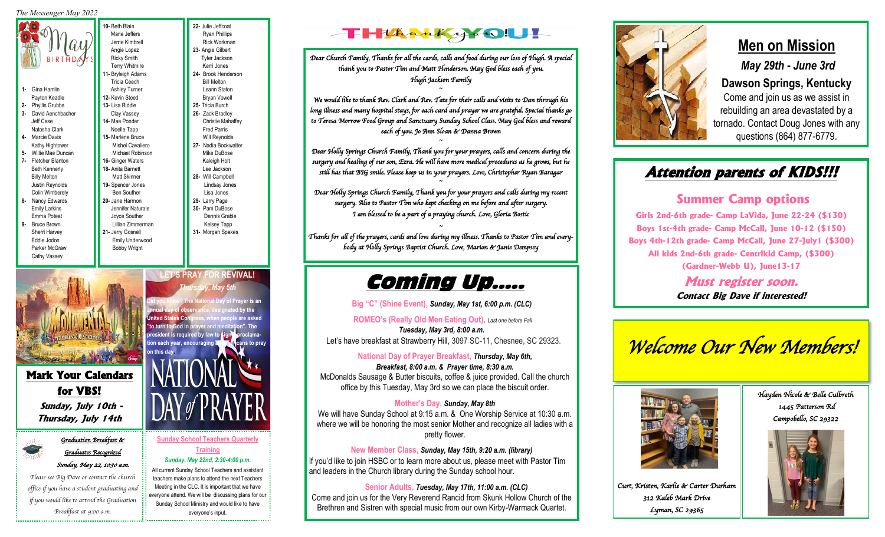# May BIRTHDAYS

1- Gina Hamlin
Payton Keadle
2- Phyllis Grubbs
3- David Aenchbacher
Jeff Case
Natosha Clark
4- Marcie Davis
Kathy Hightower
5- Willie Mae Duncan
7- Fletcher Blanton
Beth Kennerly
Billy Melton
Justin Reynolds
Colin Wimberely
8- Nancy Edwards
Emily Larkins
Emma Poteat
9- Bruce Brown
Sherri Harvey
Eddie Jodon
Parker McGraw
Cathy Vassey

10- Beth Blain
Marie Jeffers
Jerrie Kimbrell
Angie Lopez
Ricky Smith
Terry Whitmire
11- Bryleigh Adams
Tricia Ceech
Ashley Turner
12- Kevin Steed
13- Lisa Riddle
Clay Vassey
14- Mae Ponder
Noelle Tapp
15- Marlene Bruce
Mishel Cavaliero
Michael Robinson
16- Ginger Waters
18- Anita Barnett
Matt Skinner
19- Spencer Jones
Ben Souther
20- Jane Harmon
Jennifer Naturale
Joyce Souther
Lillian Zimmerman
21- Jerry Gosnell
Emily Underwood
Bobby Wright

22- Julie Jeffcoat
Ryan Phillips
Rick Workman
23- Angie Gilbert
Tyler Jackson
Kerri Jones
24- Brook Henderson
Bill Melton
Leann Staton
Bryan Vowell
25- Tricia Burch
26- Zack Bradley
Christie Mahaffey
Fred Parris
Will Reynolds
27- Nadia Bookwalter
Mike DuBose
Kaleigh Holt
Lee Jackson
28- Will Campbell
Lindsay Jones
Lisa Jones
29- Larry Page
30- Pam DuBose
Dennis Grable
Kelsey Tapp
31- Morgan Spakes

## Mark Your Calendars for VBS!

***Sunday, July 10th - Thursday, July 14th***

## LET'S PRAY FOR REVIVAL!

***Thursday, May 5th***

**Did you know? The National Day of Prayer is an annual day of observance, designated by the United States Congress, when people are asked "to turn to God in prayer and meditation". The president is required by law to sign a proclamation each year, encouraging all Americans to pray on this day.**

NATIONAL DAY of PRAYER

### Graduation Breakfast & Graduates Recognized

*Sunday, May 22, 10:30 a.m.*

*Please see Big Dave or contact the church office if you have a student graduating and if you would like to attend the Graduation Breakfast at 9:00 a.m.*

### Sunday School Teachers Quarterly Training

***Sunday, May 22nd, 2:30-4:00 p.m.***

All current Sunday School Teachers and assistant teachers make plans to attend the next Teachers Meeting in the CLC. It is important that we have everyone attend. We will be discussing plans for our Sunday School Ministry and would like to have everyone's input.

# THANK YOU!

*Dear Church Family, Thanks for all the cards, calls and food during our loss of Hugh. A special thank you to Pastor Tim and Matt Henderson. May God bless each of you. Hugh Jackson Family*

~

*We would like to thank Rev. Clark and Rev. Tate for their calls and visits to Dan through his long illness and many hospital stays, for each card and prayer we are grateful. Special thanks go to Teresa Morrow Food Group and Sanctuary Sunday School Class. May God bless and reward each of you. Jo Ann Sloan & Danna Brown*

~

*Dear Holly Springs Church Family, Thank you for your prayers, calls and concern during the surgery and healing of our son, Ezra. He will have more medical procedures as he grows, but he still has that BIG smile. Please keep us in your prayers. Love, Christopher Ryan Baragar*

~

*Dear Holly Springs Church Family, Thank you for your prayers and calls during my recent surgery. Also to Pastor Tim who kept checking on me before and after surgery. I am blessed to be a part of a praying church. Love, Gloria Bostic*

~

*Thanks for all of the prayers, cards and love during my illness. Thanks to Pastor Tim and everybody at Holly Springs Baptist Church. Love, Marion & Janie Dempsey*

# Coming Up.....

**Big "C" (Shine Event),** ***Sunday, May 1st, 6:00 p.m. (CLC)***

**ROMEO's (Really Old Men Eating Out),** *Last one before Fall*
***Tuesday, May 3rd, 8:00 a.m.***
Let's have breakfast at Strawberry Hill, 3097 SC-11, Chesnee, SC 29323.

**National Day of Prayer Breakfast,** ***Thursday, May 6th, Breakfast, 8:00 a.m. & Prayer time, 8:30 a.m.***
McDonalds Sausage & Butter biscuits, coffee & juice provided. Call the church office by this Tuesday, May 3rd so we can place the biscuit order.

**Mother's Day,** ***Sunday, May 8th***
We will have Sunday School at 9:15 a.m. & One Worship Service at 10:30 a.m. where we will be honoring the most senior Mother and recognize all ladies with a pretty flower.

**New Member Class,** ***Sunday, May 15th, 9:20 a.m. (library)***
If you'd like to join HSBC or to learn more about us, please meet with Pastor Tim and leaders in the Church library during the Sunday school hour.

**Senior Adults,** ***Tuesday, May 17th, 11:00 a.m. (CLC)***
Come and join us for the Very Reverend Rancid from Skunk Hollow Church of the Brethren and Sistren with special music from our own Kirby-Warmack Quartet.

# Men on Mission

***May 29th - June 3rd***

**Dawson Springs, Kentucky**

Come and join us as we assist in rebuilding an area devastated by a tornado. Contact Doug Jones with any questions (864) 877-6779.

# Attention parents of KIDS!!!

## Summer Camp options

**Girls 2nd-6th grade- Camp LaVida, June 22-24 ($130)**
**Boys 1st-4th grade- Camp McCall, June 10-12 ($150)**
**Boys 4th-12th grade- Camp McCall, June 27-July1 ($300)**
**All kids 2nd-6th grade- Centrikid Camp, ($300) (Gardner-Webb U), June13-17**

***Must register soon.***

***Contact Big Dave if interested!***

# Welcome Our New Members!

*Curt, Kristen, Karlie & Carter Durham*
*312 Kaleb Mark Drive*
*Lyman, SC 29365*

*Hayden Nicole & Belle Culbreth*
*1445 Patterson Rd*
*Campobello, SC 29322*